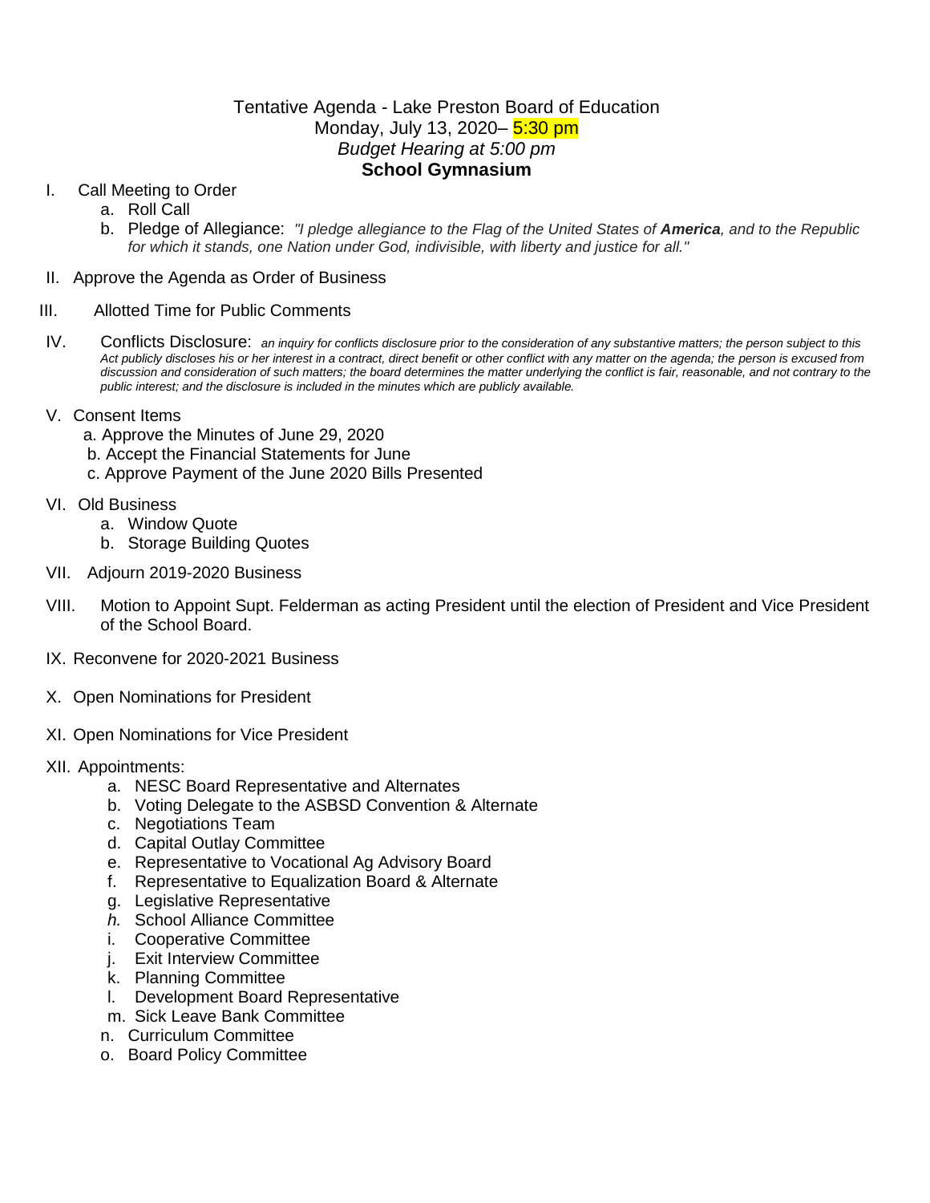Tentative Agenda - Lake Preston Board of Education
Monday, July 13, 2020– 5:30 pm
*Budget Hearing at 5:00 pm*
**School Gymnasium**

I. Call Meeting to Order
   a. Roll Call
   b. Pledge of Allegiance: *"I pledge allegiance to the Flag of the United States of **America**, and to the Republic for which it stands, one Nation under God, indivisible, with liberty and justice for all."*

II. Approve the Agenda as Order of Business

III. Allotted Time for Public Comments

IV. Conflicts Disclosure: *an inquiry for conflicts disclosure prior to the consideration of any substantive matters; the person subject to this Act publicly discloses his or her interest in a contract, direct benefit or other conflict with any matter on the agenda; the person is excused from discussion and consideration of such matters; the board determines the matter underlying the conflict is fair, reasonable, and not contrary to the public interest; and the disclosure is included in the minutes which are publicly available.*

V. Consent Items
   a. Approve the Minutes of June 29, 2020
   b. Accept the Financial Statements for June
   c. Approve Payment of the June 2020 Bills Presented

VI. Old Business
   a. Window Quote
   b. Storage Building Quotes

VII. Adjourn 2019-2020 Business

VIII. Motion to Appoint Supt. Felderman as acting President until the election of President and Vice President of the School Board.

IX. Reconvene for 2020-2021 Business

X. Open Nominations for President

XI. Open Nominations for Vice President

XII. Appointments:
   a. NESC Board Representative and Alternates
   b. Voting Delegate to the ASBSD Convention & Alternate
   c. Negotiations Team
   d. Capital Outlay Committee
   e. Representative to Vocational Ag Advisory Board
   f. Representative to Equalization Board & Alternate
   g. Legislative Representative
   *h.* School Alliance Committee
   i. Cooperative Committee
   j. Exit Interview Committee
   k. Planning Committee
   l. Development Board Representative
   m. Sick Leave Bank Committee
   n. Curriculum Committee
   o. Board Policy Committee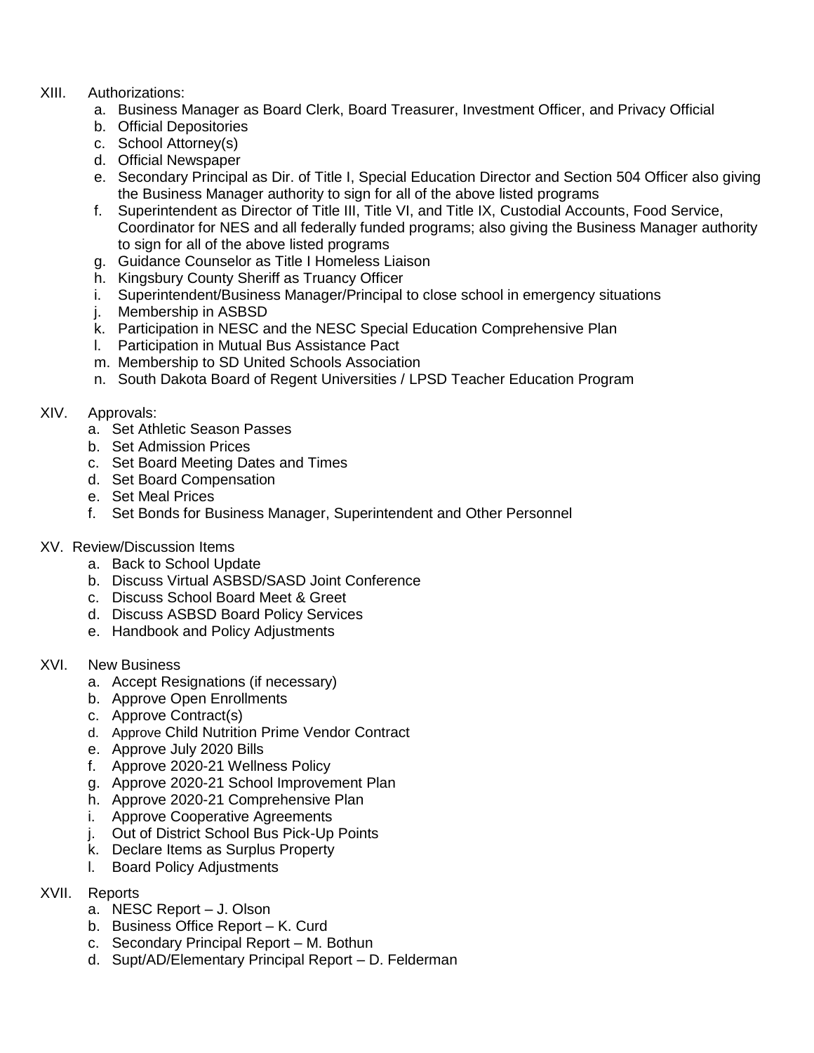XIII. Authorizations:

a. Business Manager as Board Clerk, Board Treasurer, Investment Officer, and Privacy Official
b. Official Depositories
c. School Attorney(s)
d. Official Newspaper
e. Secondary Principal as Dir. of Title I, Special Education Director and Section 504 Officer also giving the Business Manager authority to sign for all of the above listed programs
f. Superintendent as Director of Title III, Title VI, and Title IX, Custodial Accounts, Food Service, Coordinator for NES and all federally funded programs; also giving the Business Manager authority to sign for all of the above listed programs
g. Guidance Counselor as Title I Homeless Liaison
h. Kingsbury County Sheriff as Truancy Officer
i. Superintendent/Business Manager/Principal to close school in emergency situations
j. Membership in ASBSD
k. Participation in NESC and the NESC Special Education Comprehensive Plan
l. Participation in Mutual Bus Assistance Pact
m. Membership to SD United Schools Association
n. South Dakota Board of Regent Universities / LPSD Teacher Education Program

XIV. Approvals:

a. Set Athletic Season Passes
b. Set Admission Prices
c. Set Board Meeting Dates and Times
d. Set Board Compensation
e. Set Meal Prices
f. Set Bonds for Business Manager, Superintendent and Other Personnel

XV. Review/Discussion Items

a. Back to School Update
b. Discuss Virtual ASBSD/SASD Joint Conference
c. Discuss School Board Meet & Greet
d. Discuss ASBSD Board Policy Services
e. Handbook and Policy Adjustments

XVI. New Business

a. Accept Resignations (if necessary)
b. Approve Open Enrollments
c. Approve Contract(s)
d. Approve Child Nutrition Prime Vendor Contract
e. Approve July 2020 Bills
f. Approve 2020-21 Wellness Policy
g. Approve 2020-21 School Improvement Plan
h. Approve 2020-21 Comprehensive Plan
i. Approve Cooperative Agreements
j. Out of District School Bus Pick-Up Points
k. Declare Items as Surplus Property
l. Board Policy Adjustments

XVII. Reports

a. NESC Report – J. Olson
b. Business Office Report – K. Curd
c. Secondary Principal Report – M. Bothun
d. Supt/AD/Elementary Principal Report – D. Felderman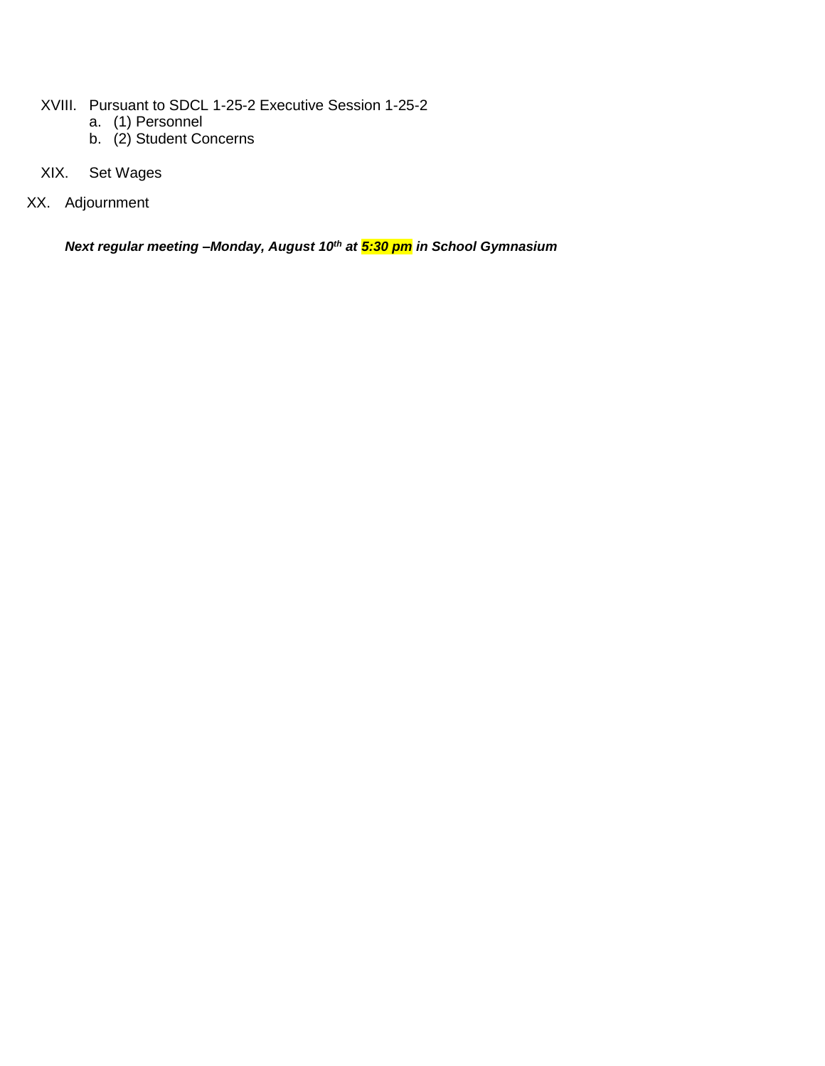XVIII. Pursuant to SDCL 1-25-2 Executive Session 1-25-2
   a. (1) Personnel
   b. (2) Student Concerns

XIX. Set Wages

XX. Adjournment

***Next regular meeting –Monday, August 10th at 5:30 pm in School Gymnasium***